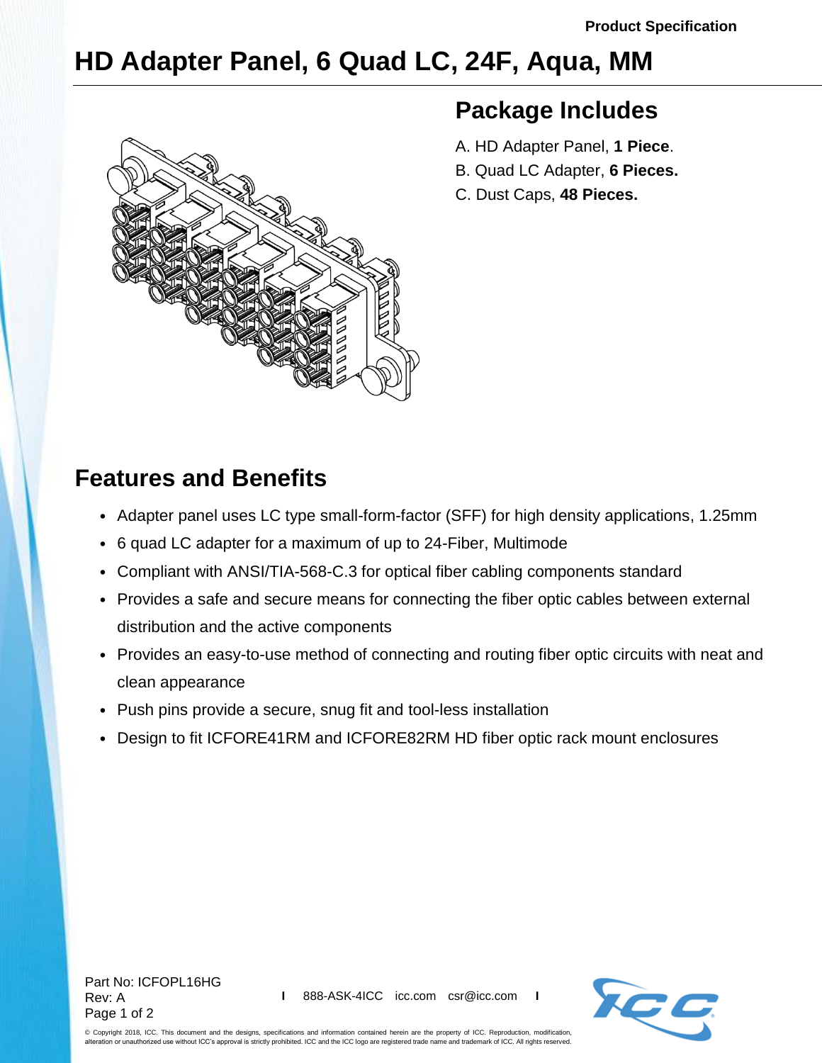Product Specification

# HD Adapter Panel, 6 Quad LC, 24F, Aqua, MM

## Package Includes

A. HD Adapter Panel, **1 Piece**.

B. Quad LC Adapter, **6 Pieces.**

C. Dust Caps, **48 Pieces.**

## Features and Benefits

- Adapter panel uses LC type small-form-factor (SFF) for high density applications, 1.25mm
- 6 quad LC adapter for a maximum of up to 24-Fiber, Multimode
- Compliant with ANSI/TIA-568-C.3 for optical fiber cabling components standard
- Provides a safe and secure means for connecting the fiber optic cables between external distribution and the active components
- Provides an easy-to-use method of connecting and routing fiber optic circuits with neat and clean appearance
- Push pins provide a secure, snug fit and tool-less installation
- Design to fit ICFORE41RM and ICFORE82RM HD fiber optic rack mount enclosures

Part No: ICFOPL16HG
Rev: A

888-ASK-4ICC icc.com csr@icc.com

© Copyright 2018, ICC. This document and the designs, specifications and information contained herein are the property of ICC. Reproduction, modification, alteration or unauthorized use without ICC's approval is strictly prohibited. ICC and the ICC logo are registered trade name and trademark of ICC. All rights reserved.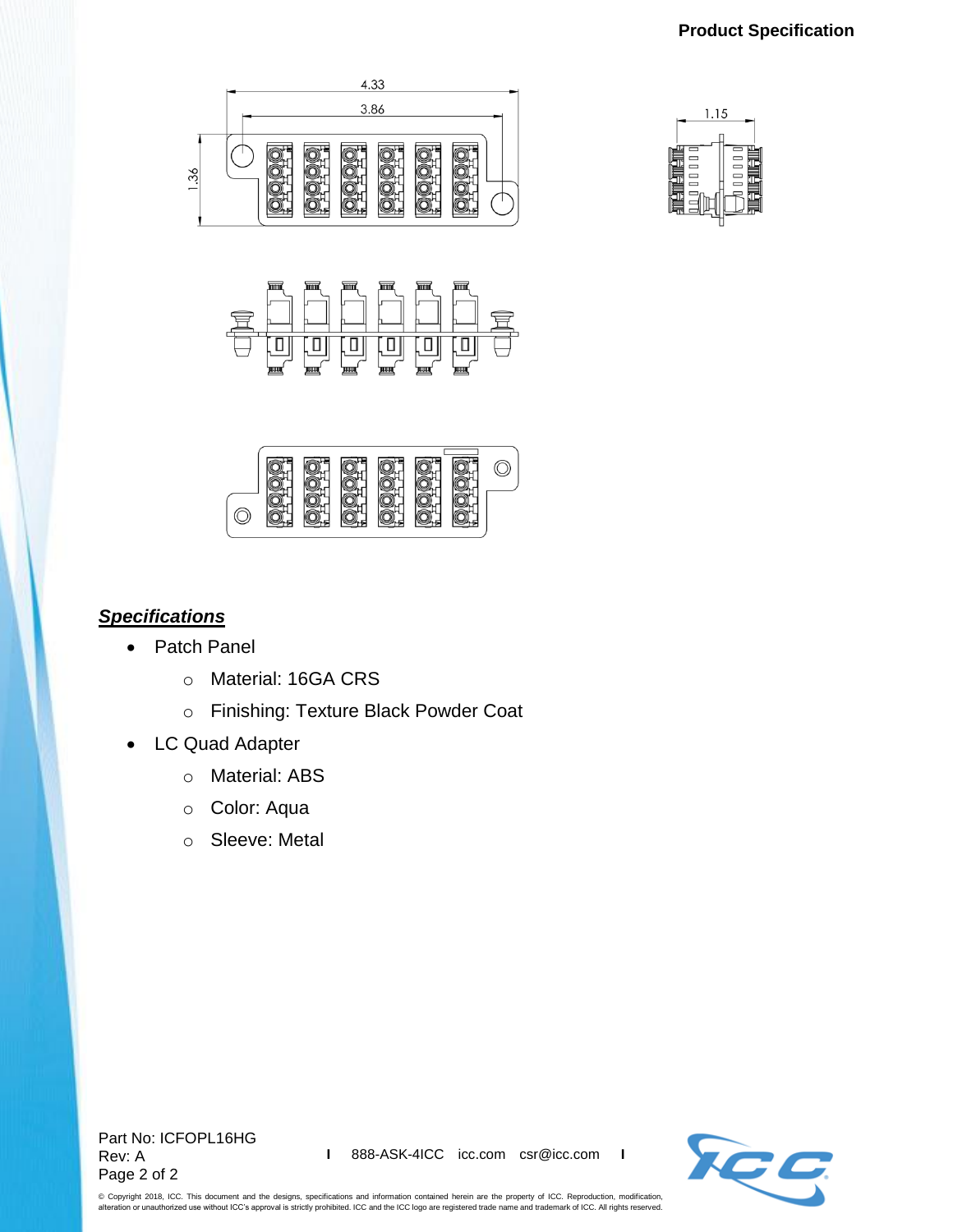4.33

3.86

1.36

1.15

## *Specifications*

- Patch Panel
  - Material: 16GA CRS
  - Finishing: Texture Black Powder Coat
- LC Quad Adapter
  - Material: ABS
  - Color: Aqua
  - Sleeve: Metal

Part No: ICFOPL16HG
Rev: A

888-ASK-4ICC icc.com csr@icc.com

© Copyright 2018, ICC. This document and the designs, specifications and information contained herein are the property of ICC. Reproduction, modification, alteration or unauthorized use without ICC's approval is strictly prohibited. ICC and the ICC logo are registered trade name and trademark of ICC. All rights reserved.